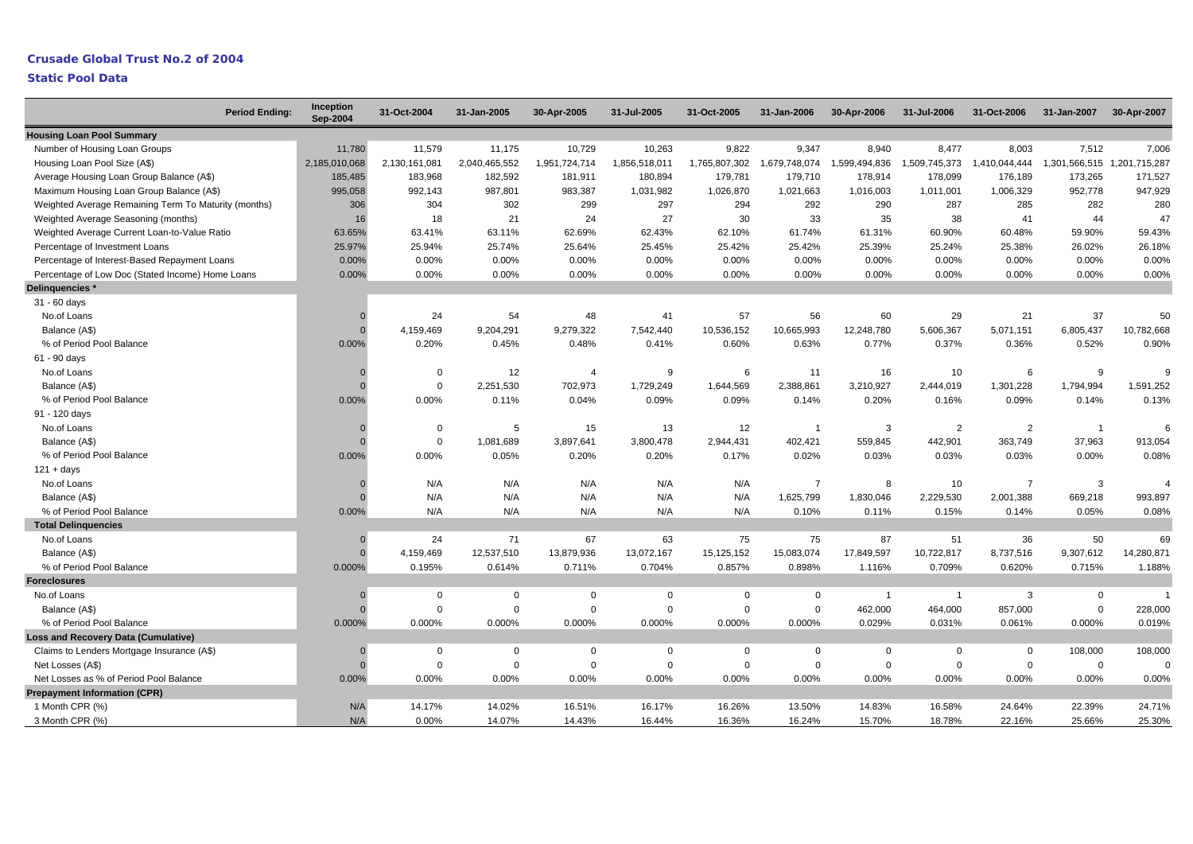# Crusade Global Trust No.2 of 2004

## Static Pool Data

| Period Ending: | Inception Sep-2004 | 31-Oct-2004 | 31-Jan-2005 | 30-Apr-2005 | 31-Jul-2005 | 31-Oct-2005 | 31-Jan-2006 | 30-Apr-2006 | 31-Jul-2006 | 31-Oct-2006 | 31-Jan-2007 | 30-Apr-2007 |
|---|---|---|---|---|---|---|---|---|---|---|---|---|
| **Housing Loan Pool Summary** | | | | | | | | | | | | |
| Number of Housing Loan Groups | 11,780 | 11,579 | 11,175 | 10,729 | 10,263 | 9,822 | 9,347 | 8,940 | 8,477 | 8,003 | 7,512 | 7,006 |
| Housing Loan Pool Size (A$) | 2,185,010,068 | 2,130,161,081 | 2,040,465,552 | 1,951,724,714 | 1,856,518,011 | 1,765,807,302 | 1,679,748,074 | 1,599,494,836 | 1,509,745,373 | 1,410,044,444 | 1,301,566,515 | 1,201,715,287 |
| Average Housing Loan Group Balance (A$) | 185,485 | 183,968 | 182,592 | 181,911 | 180,894 | 179,781 | 179,710 | 178,914 | 178,099 | 176,189 | 173,265 | 171,527 |
| Maximum Housing Loan Group Balance (A$) | 995,058 | 992,143 | 987,801 | 983,387 | 1,031,982 | 1,026,870 | 1,021,663 | 1,016,003 | 1,011,001 | 1,006,329 | 952,778 | 947,929 |
| Weighted Average Remaining Term To Maturity (months) | 306 | 304 | 302 | 299 | 297 | 294 | 292 | 290 | 287 | 285 | 282 | 280 |
| Weighted Average Seasoning (months) | 16 | 18 | 21 | 24 | 27 | 30 | 33 | 35 | 38 | 41 | 44 | 47 |
| Weighted Average Current Loan-to-Value Ratio | 63.65% | 63.41% | 63.11% | 62.69% | 62.43% | 62.10% | 61.74% | 61.31% | 60.90% | 60.48% | 59.90% | 59.43% |
| Percentage of Investment Loans | 25.97% | 25.94% | 25.74% | 25.64% | 25.45% | 25.42% | 25.42% | 25.39% | 25.24% | 25.38% | 26.02% | 26.18% |
| Percentage of Interest-Based Repayment Loans | 0.00% | 0.00% | 0.00% | 0.00% | 0.00% | 0.00% | 0.00% | 0.00% | 0.00% | 0.00% | 0.00% | 0.00% |
| Percentage of Low Doc (Stated Income) Home Loans | 0.00% | 0.00% | 0.00% | 0.00% | 0.00% | 0.00% | 0.00% | 0.00% | 0.00% | 0.00% | 0.00% | 0.00% |
| **Delinquencies *** | | | | | | | | | | | | |
| 31 - 60 days | | | | | | | | | | | | |
| No.of Loans | 0 | 24 | 54 | 48 | 41 | 57 | 56 | 60 | 29 | 21 | 37 | 50 |
| Balance (A$) | 0 | 4,159,469 | 9,204,291 | 9,279,322 | 7,542,440 | 10,536,152 | 10,665,993 | 12,248,780 | 5,606,367 | 5,071,151 | 6,805,437 | 10,782,668 |
| % of Period Pool Balance | 0.00% | 0.20% | 0.45% | 0.48% | 0.41% | 0.60% | 0.63% | 0.77% | 0.37% | 0.36% | 0.52% | 0.90% |
| 61 - 90 days | | | | | | | | | | | | |
| No.of Loans | 0 | 0 | 12 | 4 | 9 | 6 | 11 | 16 | 10 | 6 | 9 | 9 |
| Balance (A$) | 0 | 0 | 2,251,530 | 702,973 | 1,729,249 | 1,644,569 | 2,388,861 | 3,210,927 | 2,444,019 | 1,301,228 | 1,794,994 | 1,591,252 |
| % of Period Pool Balance | 0.00% | 0.00% | 0.11% | 0.04% | 0.09% | 0.09% | 0.14% | 0.20% | 0.16% | 0.09% | 0.14% | 0.13% |
| 91 - 120 days | | | | | | | | | | | | |
| No.of Loans | 0 | 0 | 5 | 15 | 13 | 12 | 1 | 3 | 2 | 2 | 1 | 6 |
| Balance (A$) | 0 | 0 | 1,081,689 | 3,897,641 | 3,800,478 | 2,944,431 | 402,421 | 559,845 | 442,901 | 363,749 | 37,963 | 913,054 |
| % of Period Pool Balance | 0.00% | 0.00% | 0.05% | 0.20% | 0.20% | 0.17% | 0.02% | 0.03% | 0.03% | 0.03% | 0.00% | 0.08% |
| 121 + days | | | | | | | | | | | | |
| No.of Loans | 0 | N/A | N/A | N/A | N/A | N/A | 7 | 8 | 10 | 7 | 3 | 4 |
| Balance (A$) | 0 | N/A | N/A | N/A | N/A | N/A | 1,625,799 | 1,830,046 | 2,229,530 | 2,001,388 | 669,218 | 993,897 |
| % of Period Pool Balance | 0.00% | N/A | N/A | N/A | N/A | N/A | 0.10% | 0.11% | 0.15% | 0.14% | 0.05% | 0.08% |
| **Total Delinquencies** | | | | | | | | | | | | |
| No.of Loans | 0 | 24 | 71 | 67 | 63 | 75 | 75 | 87 | 51 | 36 | 50 | 69 |
| Balance (A$) | 0 | 4,159,469 | 12,537,510 | 13,879,936 | 13,072,167 | 15,125,152 | 15,083,074 | 17,849,597 | 10,722,817 | 8,737,516 | 9,307,612 | 14,280,871 |
| % of Period Pool Balance | 0.000% | 0.195% | 0.614% | 0.711% | 0.704% | 0.857% | 0.898% | 1.116% | 0.709% | 0.620% | 0.715% | 1.188% |
| **Foreclosures** | | | | | | | | | | | | |
| No.of Loans | 0 | 0 | 0 | 0 | 0 | 0 | 0 | 1 | 1 | 3 | 0 | 1 |
| Balance (A$) | 0 | 0 | 0 | 0 | 0 | 0 | 0 | 462,000 | 464,000 | 857,000 | 0 | 228,000 |
| % of Period Pool Balance | 0.000% | 0.000% | 0.000% | 0.000% | 0.000% | 0.000% | 0.000% | 0.029% | 0.031% | 0.061% | 0.000% | 0.019% |
| **Loss and Recovery Data (Cumulative)** | | | | | | | | | | | | |
| Claims to Lenders Mortgage Insurance (A$) | 0 | 0 | 0 | 0 | 0 | 0 | 0 | 0 | 0 | 0 | 108,000 | 108,000 |
| Net Losses (A$) | 0 | 0 | 0 | 0 | 0 | 0 | 0 | 0 | 0 | 0 | 0 | 0 |
| Net Losses as % of Period Pool Balance | 0.00% | 0.00% | 0.00% | 0.00% | 0.00% | 0.00% | 0.00% | 0.00% | 0.00% | 0.00% | 0.00% | 0.00% |
| **Prepayment Information (CPR)** | | | | | | | | | | | | |
| 1 Month CPR (%) | N/A | 14.17% | 14.02% | 16.51% | 16.17% | 16.26% | 13.50% | 14.83% | 16.58% | 24.64% | 22.39% | 24.71% |
| 3 Month CPR (%) | N/A | 0.00% | 14.07% | 14.43% | 16.44% | 16.36% | 16.24% | 15.70% | 18.78% | 22.16% | 25.66% | 25.30% |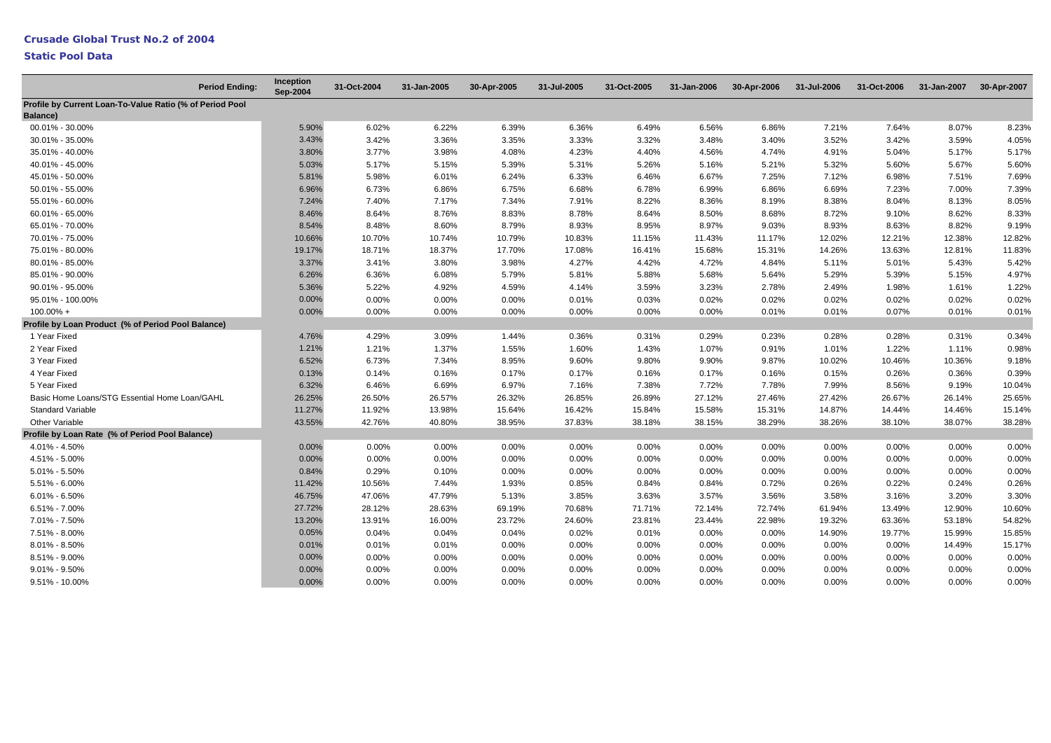**Crusade Global Trust No.2 of 2004**

**Static Pool Data**

| Period Ending: | Inception Sep-2004 | 31-Oct-2004 | 31-Jan-2005 | 30-Apr-2005 | 31-Jul-2005 | 31-Oct-2005 | 31-Jan-2006 | 30-Apr-2006 | 31-Jul-2006 | 31-Oct-2006 | 31-Jan-2007 | 30-Apr-2007 |
|---|---|---|---|---|---|---|---|---|---|---|---|---|
| **Profile by Current Loan-To-Value Ratio (% of Period Pool Balance)** | | | | | | | | | | | | |
| 00.01% - 30.00% | 5.90% | 6.02% | 6.22% | 6.39% | 6.36% | 6.49% | 6.56% | 6.86% | 7.21% | 7.64% | 8.07% | 8.23% |
| 30.01% - 35.00% | 3.43% | 3.42% | 3.36% | 3.35% | 3.33% | 3.32% | 3.48% | 3.40% | 3.52% | 3.42% | 3.59% | 4.05% |
| 35.01% - 40.00% | 3.80% | 3.77% | 3.98% | 4.08% | 4.23% | 4.40% | 4.56% | 4.74% | 4.91% | 5.04% | 5.17% | 5.17% |
| 40.01% - 45.00% | 5.03% | 5.17% | 5.15% | 5.39% | 5.31% | 5.26% | 5.16% | 5.21% | 5.32% | 5.60% | 5.67% | 5.60% |
| 45.01% - 50.00% | 5.81% | 5.98% | 6.01% | 6.24% | 6.33% | 6.46% | 6.67% | 7.25% | 7.12% | 6.98% | 7.51% | 7.69% |
| 50.01% - 55.00% | 6.96% | 6.73% | 6.86% | 6.75% | 6.68% | 6.78% | 6.99% | 6.86% | 6.69% | 7.23% | 7.00% | 7.39% |
| 55.01% - 60.00% | 7.24% | 7.40% | 7.17% | 7.34% | 7.91% | 8.22% | 8.36% | 8.19% | 8.38% | 8.04% | 8.13% | 8.05% |
| 60.01% - 65.00% | 8.46% | 8.64% | 8.76% | 8.83% | 8.78% | 8.64% | 8.50% | 8.68% | 8.72% | 9.10% | 8.62% | 8.33% |
| 65.01% - 70.00% | 8.54% | 8.48% | 8.60% | 8.79% | 8.93% | 8.95% | 8.97% | 9.03% | 8.93% | 8.63% | 8.82% | 9.19% |
| 70.01% - 75.00% | 10.66% | 10.70% | 10.74% | 10.79% | 10.83% | 11.15% | 11.43% | 11.17% | 12.02% | 12.21% | 12.38% | 12.82% |
| 75.01% - 80.00% | 19.17% | 18.71% | 18.37% | 17.70% | 17.08% | 16.41% | 15.68% | 15.31% | 14.26% | 13.63% | 12.81% | 11.83% |
| 80.01% - 85.00% | 3.37% | 3.41% | 3.80% | 3.98% | 4.27% | 4.42% | 4.72% | 4.84% | 5.11% | 5.01% | 5.43% | 5.42% |
| 85.01% - 90.00% | 6.26% | 6.36% | 6.08% | 5.79% | 5.81% | 5.88% | 5.68% | 5.64% | 5.29% | 5.39% | 5.15% | 4.97% |
| 90.01% - 95.00% | 5.36% | 5.22% | 4.92% | 4.59% | 4.14% | 3.59% | 3.23% | 2.78% | 2.49% | 1.98% | 1.61% | 1.22% |
| 95.01% - 100.00% | 0.00% | 0.00% | 0.00% | 0.00% | 0.01% | 0.03% | 0.02% | 0.02% | 0.02% | 0.02% | 0.02% | 0.02% |
| 100.00% + | 0.00% | 0.00% | 0.00% | 0.00% | 0.00% | 0.00% | 0.00% | 0.01% | 0.01% | 0.07% | 0.01% | 0.01% |
| **Profile by Loan Product (% of Period Pool Balance)** | | | | | | | | | | | | |
| 1 Year Fixed | 4.76% | 4.29% | 3.09% | 1.44% | 0.36% | 0.31% | 0.29% | 0.23% | 0.28% | 0.28% | 0.31% | 0.34% |
| 2 Year Fixed | 1.21% | 1.21% | 1.37% | 1.55% | 1.60% | 1.43% | 1.07% | 0.91% | 1.01% | 1.22% | 1.11% | 0.98% |
| 3 Year Fixed | 6.52% | 6.73% | 7.34% | 8.95% | 9.60% | 9.80% | 9.90% | 9.87% | 10.02% | 10.46% | 10.36% | 9.18% |
| 4 Year Fixed | 0.13% | 0.14% | 0.16% | 0.17% | 0.17% | 0.16% | 0.17% | 0.16% | 0.15% | 0.26% | 0.36% | 0.39% |
| 5 Year Fixed | 6.32% | 6.46% | 6.69% | 6.97% | 7.16% | 7.38% | 7.72% | 7.78% | 7.99% | 8.56% | 9.19% | 10.04% |
| Basic Home Loans/STG Essential Home Loan/GAHL | 26.25% | 26.50% | 26.57% | 26.32% | 26.85% | 26.89% | 27.12% | 27.46% | 27.42% | 26.67% | 26.14% | 25.65% |
| Standard Variable | 11.27% | 11.92% | 13.98% | 15.64% | 16.42% | 15.84% | 15.58% | 15.31% | 14.87% | 14.44% | 14.46% | 15.14% |
| Other Variable | 43.55% | 42.76% | 40.80% | 38.95% | 37.83% | 38.18% | 38.15% | 38.29% | 38.26% | 38.10% | 38.07% | 38.28% |
| **Profile by Loan Rate (% of Period Pool Balance)** | | | | | | | | | | | | |
| 4.01% - 4.50% | 0.00% | 0.00% | 0.00% | 0.00% | 0.00% | 0.00% | 0.00% | 0.00% | 0.00% | 0.00% | 0.00% | 0.00% |
| 4.51% - 5.00% | 0.00% | 0.00% | 0.00% | 0.00% | 0.00% | 0.00% | 0.00% | 0.00% | 0.00% | 0.00% | 0.00% | 0.00% |
| 5.01% - 5.50% | 0.84% | 0.29% | 0.10% | 0.00% | 0.00% | 0.00% | 0.00% | 0.00% | 0.00% | 0.00% | 0.00% | 0.00% |
| 5.51% - 6.00% | 11.42% | 10.56% | 7.44% | 1.93% | 0.85% | 0.84% | 0.84% | 0.72% | 0.26% | 0.22% | 0.24% | 0.26% |
| 6.01% - 6.50% | 46.75% | 47.06% | 47.79% | 5.13% | 3.85% | 3.63% | 3.57% | 3.56% | 3.58% | 3.16% | 3.20% | 3.30% |
| 6.51% - 7.00% | 27.72% | 28.12% | 28.63% | 69.19% | 70.68% | 71.71% | 72.14% | 72.74% | 61.94% | 13.49% | 12.90% | 10.60% |
| 7.01% - 7.50% | 13.20% | 13.91% | 16.00% | 23.72% | 24.60% | 23.81% | 23.44% | 22.98% | 19.32% | 63.36% | 53.18% | 54.82% |
| 7.51% - 8.00% | 0.05% | 0.04% | 0.04% | 0.04% | 0.02% | 0.01% | 0.00% | 0.00% | 14.90% | 19.77% | 15.99% | 15.85% |
| 8.01% - 8.50% | 0.01% | 0.01% | 0.01% | 0.00% | 0.00% | 0.00% | 0.00% | 0.00% | 0.00% | 0.00% | 14.49% | 15.17% |
| 8.51% - 9.00% | 0.00% | 0.00% | 0.00% | 0.00% | 0.00% | 0.00% | 0.00% | 0.00% | 0.00% | 0.00% | 0.00% | 0.00% |
| 9.01% - 9.50% | 0.00% | 0.00% | 0.00% | 0.00% | 0.00% | 0.00% | 0.00% | 0.00% | 0.00% | 0.00% | 0.00% | 0.00% |
| 9.51% - 10.00% | 0.00% | 0.00% | 0.00% | 0.00% | 0.00% | 0.00% | 0.00% | 0.00% | 0.00% | 0.00% | 0.00% | 0.00% |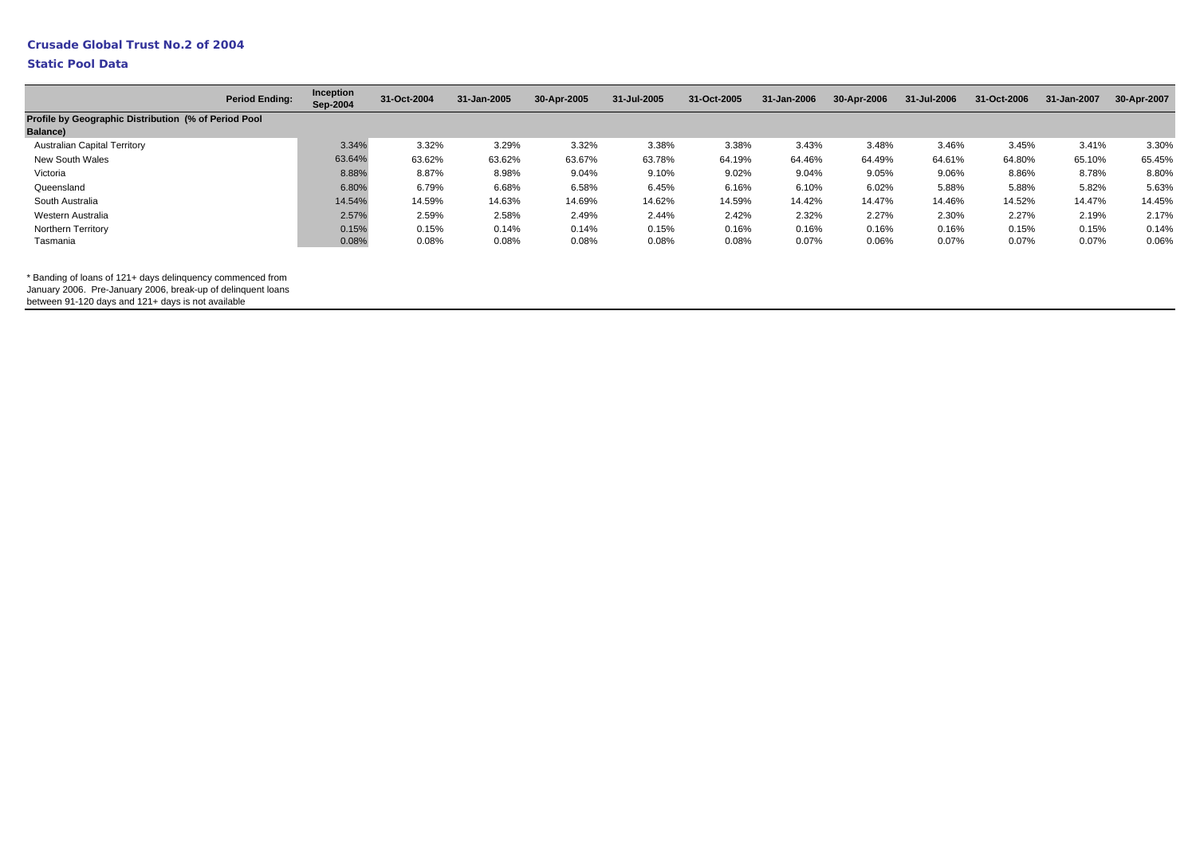**Crusade Global Trust No.2 of 2004**

**Static Pool Data**

| Period Ending: | Inception Sep-2004 | 31-Oct-2004 | 31-Jan-2005 | 30-Apr-2005 | 31-Jul-2005 | 31-Oct-2005 | 31-Jan-2006 | 30-Apr-2006 | 31-Jul-2006 | 31-Oct-2006 | 31-Jan-2007 | 30-Apr-2007 |
|---|---|---|---|---|---|---|---|---|---|---|---|---|
| **Profile by Geographic Distribution (% of Period Pool Balance)** | | | | | | | | | | | | |
| Australian Capital Territory | 3.34% | 3.32% | 3.29% | 3.32% | 3.38% | 3.38% | 3.43% | 3.48% | 3.46% | 3.45% | 3.41% | 3.30% |
| New South Wales | 63.64% | 63.62% | 63.62% | 63.67% | 63.78% | 64.19% | 64.46% | 64.49% | 64.61% | 64.80% | 65.10% | 65.45% |
| Victoria | 8.88% | 8.87% | 8.98% | 9.04% | 9.10% | 9.02% | 9.04% | 9.05% | 9.06% | 8.86% | 8.78% | 8.80% |
| Queensland | 6.80% | 6.79% | 6.68% | 6.58% | 6.45% | 6.16% | 6.10% | 6.02% | 5.88% | 5.88% | 5.82% | 5.63% |
| South Australia | 14.54% | 14.59% | 14.63% | 14.69% | 14.62% | 14.59% | 14.42% | 14.47% | 14.46% | 14.52% | 14.47% | 14.45% |
| Western Australia | 2.57% | 2.59% | 2.58% | 2.49% | 2.44% | 2.42% | 2.32% | 2.27% | 2.30% | 2.27% | 2.19% | 2.17% |
| Northern Territory | 0.15% | 0.15% | 0.14% | 0.14% | 0.15% | 0.16% | 0.16% | 0.16% | 0.16% | 0.15% | 0.15% | 0.14% |
| Tasmania | 0.08% | 0.08% | 0.08% | 0.08% | 0.08% | 0.08% | 0.07% | 0.06% | 0.07% | 0.07% | 0.07% | 0.06% |

* Banding of loans of 121+ days delinquency commenced from January 2006. Pre-January 2006, break-up of delinquent loans between 91-120 days and 121+ days is not available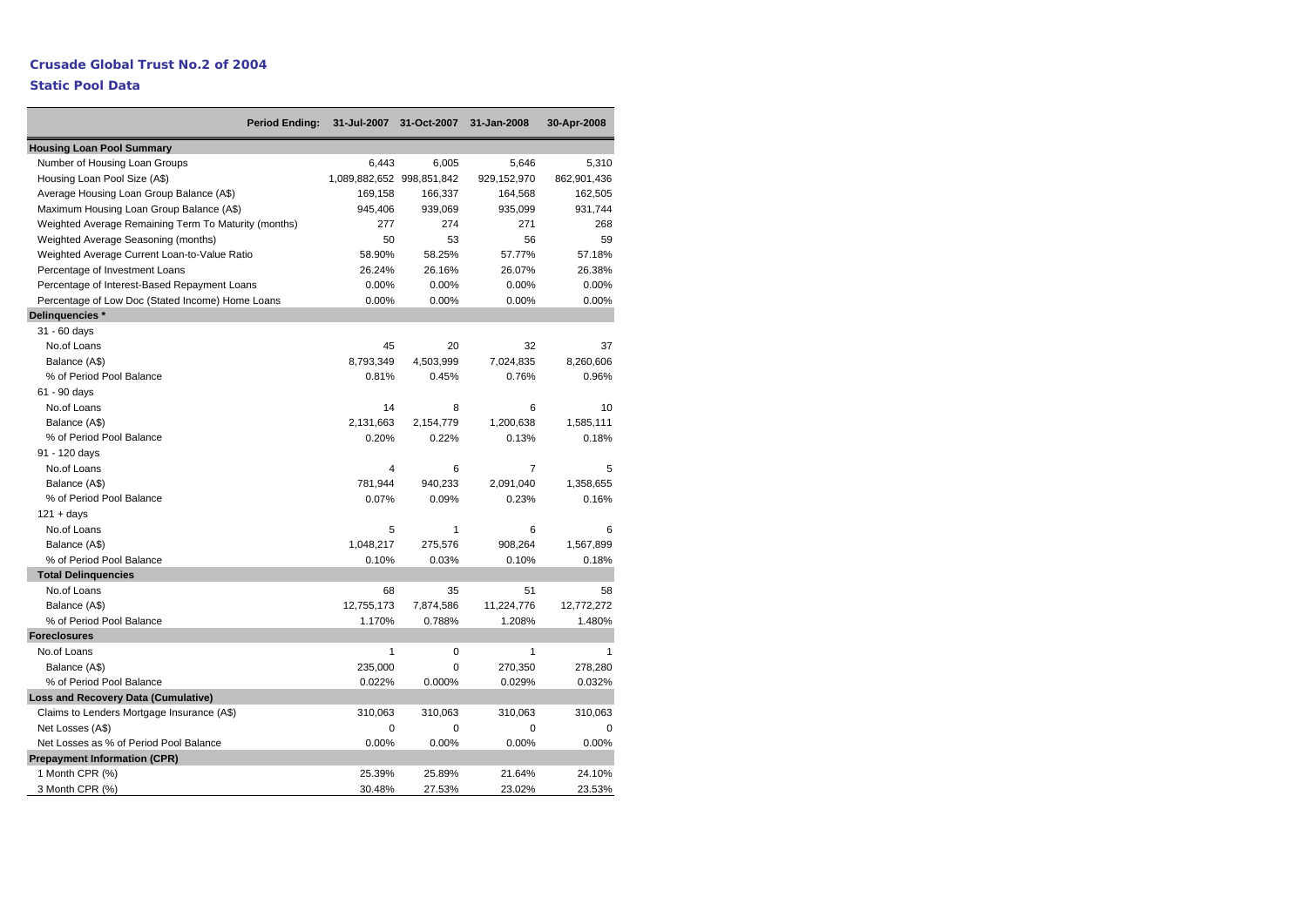**Crusade Global Trust No.2 of 2004**

**Static Pool Data**

| Period Ending: | 31-Jul-2007 | 31-Oct-2007 | 31-Jan-2008 | 30-Apr-2008 |
|---|---|---|---|---|
| **Housing Loan Pool Summary** | | | | |
| Number of Housing Loan Groups | 6,443 | 6,005 | 5,646 | 5,310 |
| Housing Loan Pool Size (A$) | 1,089,882,652 | 998,851,842 | 929,152,970 | 862,901,436 |
| Average Housing Loan Group Balance (A$) | 169,158 | 166,337 | 164,568 | 162,505 |
| Maximum Housing Loan Group Balance (A$) | 945,406 | 939,069 | 935,099 | 931,744 |
| Weighted Average Remaining Term To Maturity (months) | 277 | 274 | 271 | 268 |
| Weighted Average Seasoning (months) | 50 | 53 | 56 | 59 |
| Weighted Average Current Loan-to-Value Ratio | 58.90% | 58.25% | 57.77% | 57.18% |
| Percentage of Investment Loans | 26.24% | 26.16% | 26.07% | 26.38% |
| Percentage of Interest-Based Repayment Loans | 0.00% | 0.00% | 0.00% | 0.00% |
| Percentage of Low Doc (Stated Income) Home Loans | 0.00% | 0.00% | 0.00% | 0.00% |
| **Delinquencies *** | | | | |
| 31 - 60 days | | | | |
| No.of Loans | 45 | 20 | 32 | 37 |
| Balance (A$) | 8,793,349 | 4,503,999 | 7,024,835 | 8,260,606 |
| % of Period Pool Balance | 0.81% | 0.45% | 0.76% | 0.96% |
| 61 - 90 days | | | | |
| No.of Loans | 14 | 8 | 6 | 10 |
| Balance (A$) | 2,131,663 | 2,154,779 | 1,200,638 | 1,585,111 |
| % of Period Pool Balance | 0.20% | 0.22% | 0.13% | 0.18% |
| 91 - 120 days | | | | |
| No.of Loans | 4 | 6 | 7 | 5 |
| Balance (A$) | 781,944 | 940,233 | 2,091,040 | 1,358,655 |
| % of Period Pool Balance | 0.07% | 0.09% | 0.23% | 0.16% |
| 121 + days | | | | |
| No.of Loans | 5 | 1 | 6 | 6 |
| Balance (A$) | 1,048,217 | 275,576 | 908,264 | 1,567,899 |
| % of Period Pool Balance | 0.10% | 0.03% | 0.10% | 0.18% |
| **Total Delinquencies** | | | | |
| No.of Loans | 68 | 35 | 51 | 58 |
| Balance (A$) | 12,755,173 | 7,874,586 | 11,224,776 | 12,772,272 |
| % of Period Pool Balance | 1.170% | 0.788% | 1.208% | 1.480% |
| **Foreclosures** | | | | |
| No.of Loans | 1 | 0 | 1 | 1 |
| Balance (A$) | 235,000 | 0 | 270,350 | 278,280 |
| % of Period Pool Balance | 0.022% | 0.000% | 0.029% | 0.032% |
| **Loss and Recovery Data (Cumulative)** | | | | |
| Claims to Lenders Mortgage Insurance (A$) | 310,063 | 310,063 | 310,063 | 310,063 |
| Net Losses (A$) | 0 | 0 | 0 | 0 |
| Net Losses as % of Period Pool Balance | 0.00% | 0.00% | 0.00% | 0.00% |
| **Prepayment Information (CPR)** | | | | |
| 1 Month CPR (%) | 25.39% | 25.89% | 21.64% | 24.10% |
| 3 Month CPR (%) | 30.48% | 27.53% | 23.02% | 23.53% |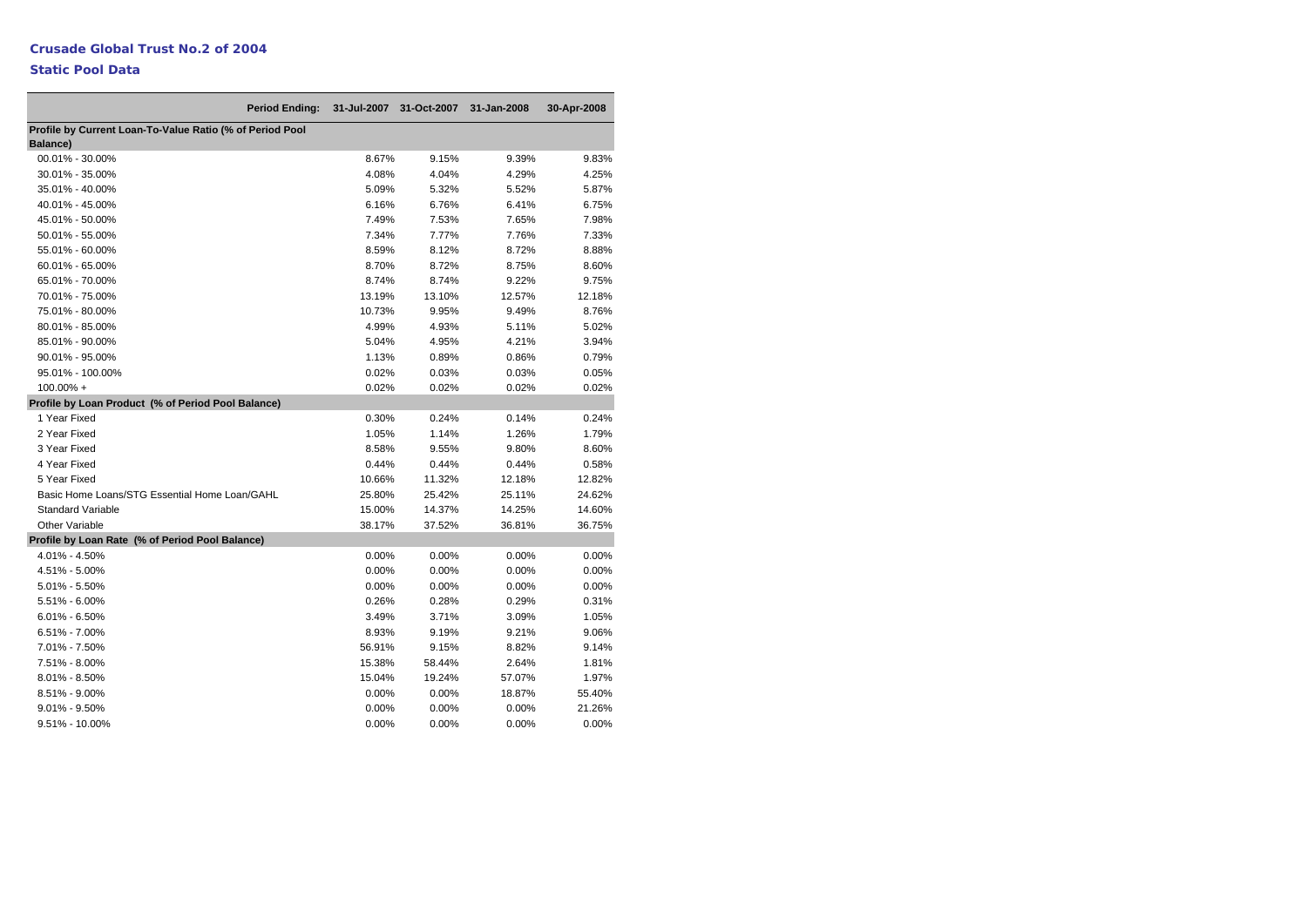**Crusade Global Trust No.2 of 2004**

**Static Pool Data**

| Period Ending: | 31-Jul-2007 | 31-Oct-2007 | 31-Jan-2008 | 30-Apr-2008 |
|---|---|---|---|---|
| **Profile by Current Loan-To-Value Ratio (% of Period Pool Balance)** | | | | |
| 00.01% - 30.00% | 8.67% | 9.15% | 9.39% | 9.83% |
| 30.01% - 35.00% | 4.08% | 4.04% | 4.29% | 4.25% |
| 35.01% - 40.00% | 5.09% | 5.32% | 5.52% | 5.87% |
| 40.01% - 45.00% | 6.16% | 6.76% | 6.41% | 6.75% |
| 45.01% - 50.00% | 7.49% | 7.53% | 7.65% | 7.98% |
| 50.01% - 55.00% | 7.34% | 7.77% | 7.76% | 7.33% |
| 55.01% - 60.00% | 8.59% | 8.12% | 8.72% | 8.88% |
| 60.01% - 65.00% | 8.70% | 8.72% | 8.75% | 8.60% |
| 65.01% - 70.00% | 8.74% | 8.74% | 9.22% | 9.75% |
| 70.01% - 75.00% | 13.19% | 13.10% | 12.57% | 12.18% |
| 75.01% - 80.00% | 10.73% | 9.95% | 9.49% | 8.76% |
| 80.01% - 85.00% | 4.99% | 4.93% | 5.11% | 5.02% |
| 85.01% - 90.00% | 5.04% | 4.95% | 4.21% | 3.94% |
| 90.01% - 95.00% | 1.13% | 0.89% | 0.86% | 0.79% |
| 95.01% - 100.00% | 0.02% | 0.03% | 0.03% | 0.05% |
| 100.00% + | 0.02% | 0.02% | 0.02% | 0.02% |
| **Profile by Loan Product (% of Period Pool Balance)** | | | | |
| 1 Year Fixed | 0.30% | 0.24% | 0.14% | 0.24% |
| 2 Year Fixed | 1.05% | 1.14% | 1.26% | 1.79% |
| 3 Year Fixed | 8.58% | 9.55% | 9.80% | 8.60% |
| 4 Year Fixed | 0.44% | 0.44% | 0.44% | 0.58% |
| 5 Year Fixed | 10.66% | 11.32% | 12.18% | 12.82% |
| Basic Home Loans/STG Essential Home Loan/GAHL | 25.80% | 25.42% | 25.11% | 24.62% |
| Standard Variable | 15.00% | 14.37% | 14.25% | 14.60% |
| Other Variable | 38.17% | 37.52% | 36.81% | 36.75% |
| **Profile by Loan Rate (% of Period Pool Balance)** | | | | |
| 4.01% - 4.50% | 0.00% | 0.00% | 0.00% | 0.00% |
| 4.51% - 5.00% | 0.00% | 0.00% | 0.00% | 0.00% |
| 5.01% - 5.50% | 0.00% | 0.00% | 0.00% | 0.00% |
| 5.51% - 6.00% | 0.26% | 0.28% | 0.29% | 0.31% |
| 6.01% - 6.50% | 3.49% | 3.71% | 3.09% | 1.05% |
| 6.51% - 7.00% | 8.93% | 9.19% | 9.21% | 9.06% |
| 7.01% - 7.50% | 56.91% | 9.15% | 8.82% | 9.14% |
| 7.51% - 8.00% | 15.38% | 58.44% | 2.64% | 1.81% |
| 8.01% - 8.50% | 15.04% | 19.24% | 57.07% | 1.97% |
| 8.51% - 9.00% | 0.00% | 0.00% | 18.87% | 55.40% |
| 9.01% - 9.50% | 0.00% | 0.00% | 0.00% | 21.26% |
| 9.51% - 10.00% | 0.00% | 0.00% | 0.00% | 0.00% |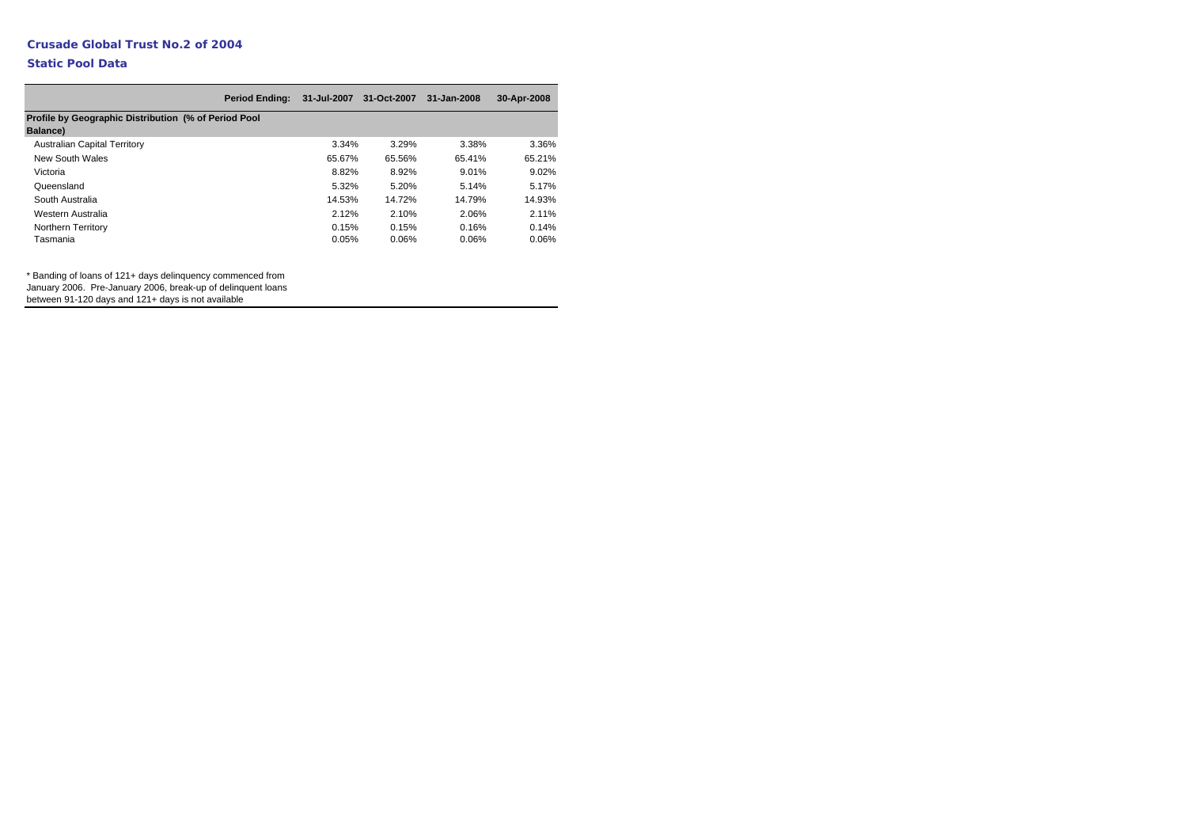### Crusade Global Trust No.2 of 2004

### Static Pool Data

| Period Ending: | 31-Jul-2007 | 31-Oct-2007 | 31-Jan-2008 | 30-Apr-2008 |
|---|---|---|---|---|
| **Profile by Geographic Distribution (% of Period Pool Balance)** | | | | |
| Australian Capital Territory | 3.34% | 3.29% | 3.38% | 3.36% |
| New South Wales | 65.67% | 65.56% | 65.41% | 65.21% |
| Victoria | 8.82% | 8.92% | 9.01% | 9.02% |
| Queensland | 5.32% | 5.20% | 5.14% | 5.17% |
| South Australia | 14.53% | 14.72% | 14.79% | 14.93% |
| Western Australia | 2.12% | 2.10% | 2.06% | 2.11% |
| Northern Territory | 0.15% | 0.15% | 0.16% | 0.14% |
| Tasmania | 0.05% | 0.06% | 0.06% | 0.06% |

* Banding of loans of 121+ days delinquency commenced from January 2006. Pre-January 2006, break-up of delinquent loans between 91-120 days and 121+ days is not available